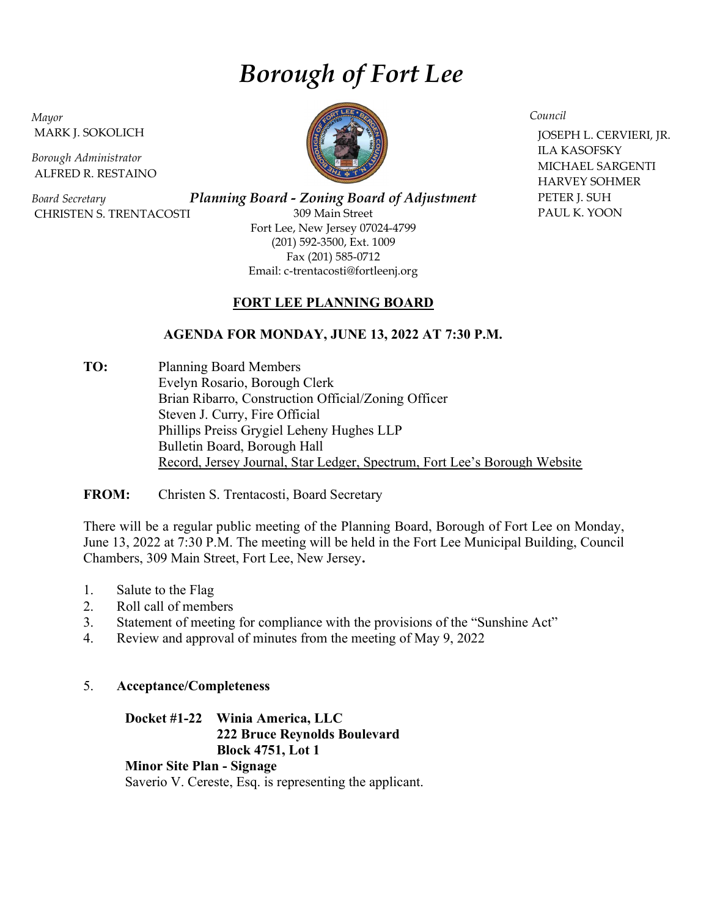# *Borough of Fort Lee*

*Mayor*
MARK J. SOKOLICH

*Borough Administrator*
ALFRED R. RESTAINO

*Board Secretary*
CHRISTEN S. TRENTACOSTI

*Council*
JOSEPH L. CERVIERI, JR.
ILA KASOFSKY
MICHAEL SARGENTI
HARVEY SOHMER
PETER J. SUH
PAUL K. YOON

***Planning Board - Zoning Board of Adjustment***
309 Main Street
Fort Lee, New Jersey 07024-4799
(201) 592-3500, Ext. 1009
Fax (201) 585-0712
Email: c-trentacosti@fortleenj.org

## FORT LEE PLANNING BOARD

### AGENDA FOR MONDAY, JUNE 13, 2022 AT 7:30 P.M.

**TO:** Planning Board Members
Evelyn Rosario, Borough Clerk
Brian Ribarro, Construction Official/Zoning Officer
Steven J. Curry, Fire Official
Phillips Preiss Grygiel Leheny Hughes LLP
Bulletin Board, Borough Hall
Record, Jersey Journal, Star Ledger, Spectrum, Fort Lee's Borough Website

**FROM:** Christen S. Trentacosti, Board Secretary

There will be a regular public meeting of the Planning Board, Borough of Fort Lee on Monday, June 13, 2022 at 7:30 P.M. The meeting will be held in the Fort Lee Municipal Building, Council Chambers, 309 Main Street, Fort Lee, New Jersey**.**

1. Salute to the Flag
2. Roll call of members
3. Statement of meeting for compliance with the provisions of the "Sunshine Act"
4. Review and approval of minutes from the meeting of May 9, 2022

5. **Acceptance/Completeness**

**Docket #1-22 Winia America, LLC**
**222 Bruce Reynolds Boulevard**
**Block 4751, Lot 1**
**Minor Site Plan - Signage**
Saverio V. Cereste, Esq. is representing the applicant.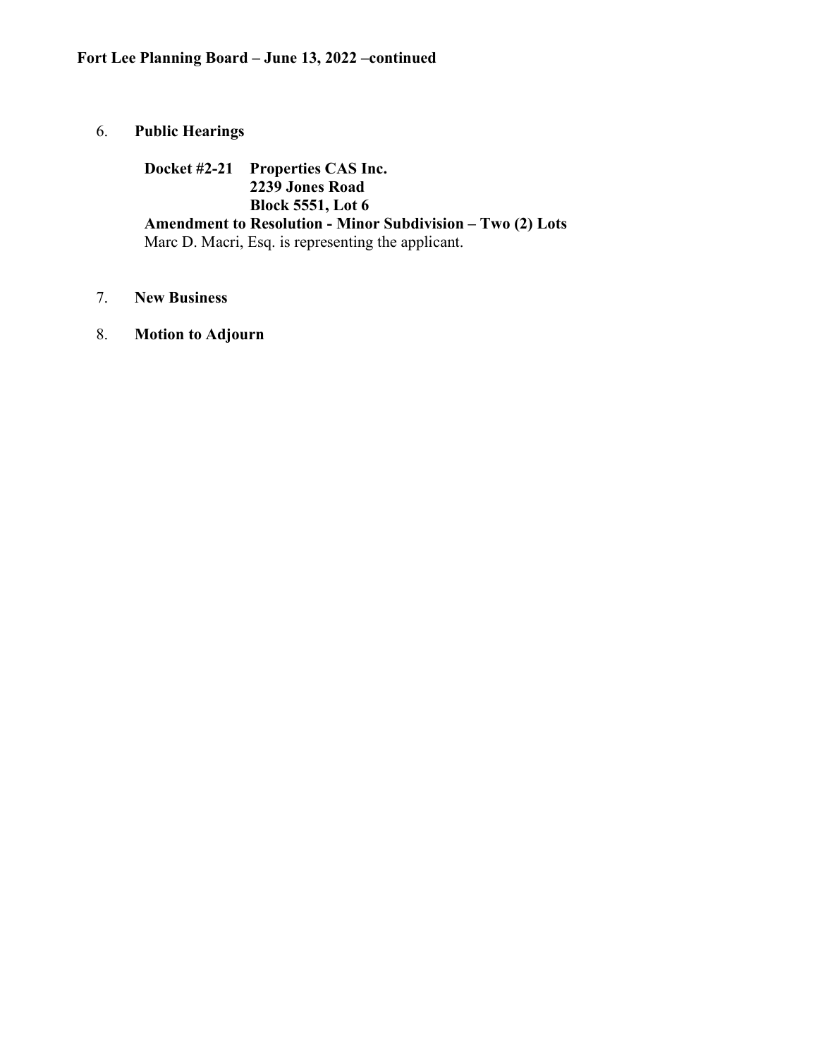6. **Public Hearings**

**Docket #2-21 Properties CAS Inc.**
**2239 Jones Road**
**Block 5551, Lot 6**
**Amendment to Resolution - Minor Subdivision – Two (2) Lots**
Marc D. Macri, Esq. is representing the applicant.

7. **New Business**

8. **Motion to Adjourn**